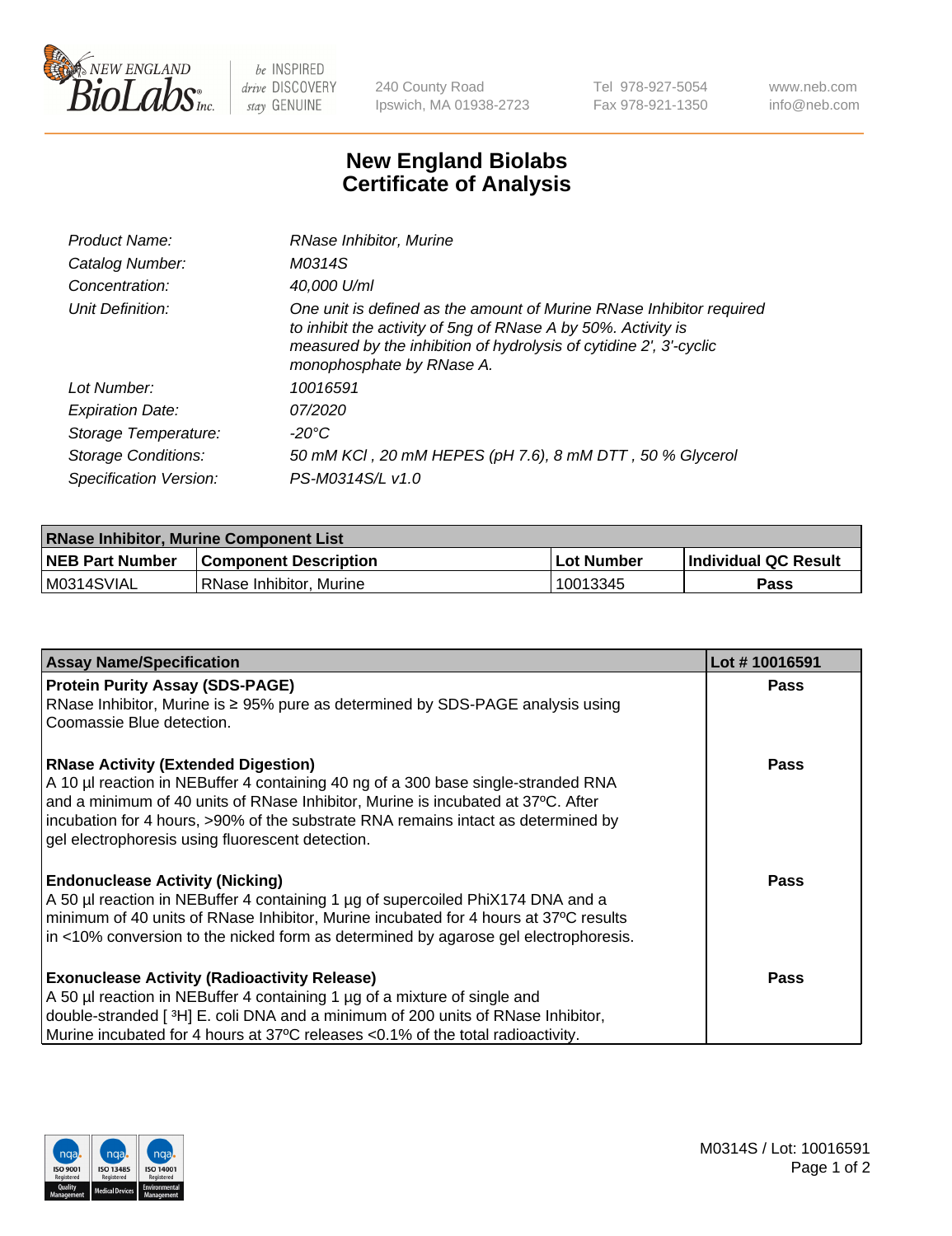# New England Biolabs Certificate of Analysis

| | |
|---|---|
| *Product Name:* | *RNase Inhibitor, Murine* |
| *Catalog Number:* | *M0314S* |
| *Concentration:* | *40,000 U/ml* |
| *Unit Definition:* | *One unit is defined as the amount of Murine RNase Inhibitor required to inhibit the activity of 5ng of RNase A by 50%. Activity is measured by the inhibition of hydrolysis of cytidine 2', 3'-cyclic monophosphate by RNase A.* |
| *Lot Number:* | *10016591* |
| *Expiration Date:* | *07/2020* |
| *Storage Temperature:* | *-20°C* |
| *Storage Conditions:* | *50 mM KCl , 20 mM HEPES (pH 7.6), 8 mM DTT , 50 % Glycerol* |
| *Specification Version:* | *PS-M0314S/L v1.0* |

| RNase Inhibitor, Murine Component List | | | |
|---|---|---|---|
| **NEB Part Number** | **Component Description** | **Lot Number** | **Individual QC Result** |
| M0314SVIAL | RNase Inhibitor, Murine | 10013345 | **Pass** |

| Assay Name/Specification | Lot # 10016591 |
|---|---|
| **Protein Purity Assay (SDS-PAGE)**<br>RNase Inhibitor, Murine is ≥ 95% pure as determined by SDS-PAGE analysis using Coomassie Blue detection. | **Pass** |
| **RNase Activity (Extended Digestion)**<br>A 10 µl reaction in NEBuffer 4 containing 40 ng of a 300 base single-stranded RNA and a minimum of 40 units of RNase Inhibitor, Murine is incubated at 37ºC. After incubation for 4 hours, >90% of the substrate RNA remains intact as determined by gel electrophoresis using fluorescent detection. | **Pass** |
| **Endonuclease Activity (Nicking)**<br>A 50 µl reaction in NEBuffer 4 containing 1 µg of supercoiled PhiX174 DNA and a minimum of 40 units of RNase Inhibitor, Murine incubated for 4 hours at 37ºC results in <10% conversion to the nicked form as determined by agarose gel electrophoresis. | **Pass** |
| **Exonuclease Activity (Radioactivity Release)**<br>A 50 µl reaction in NEBuffer 4 containing 1 µg of a mixture of single and double-stranded [ $^{3}$H] E. coli DNA and a minimum of 200 units of RNase Inhibitor, Murine incubated for 4 hours at 37ºC releases <0.1% of the total radioactivity. | **Pass** |

M0314S / Lot: 10016591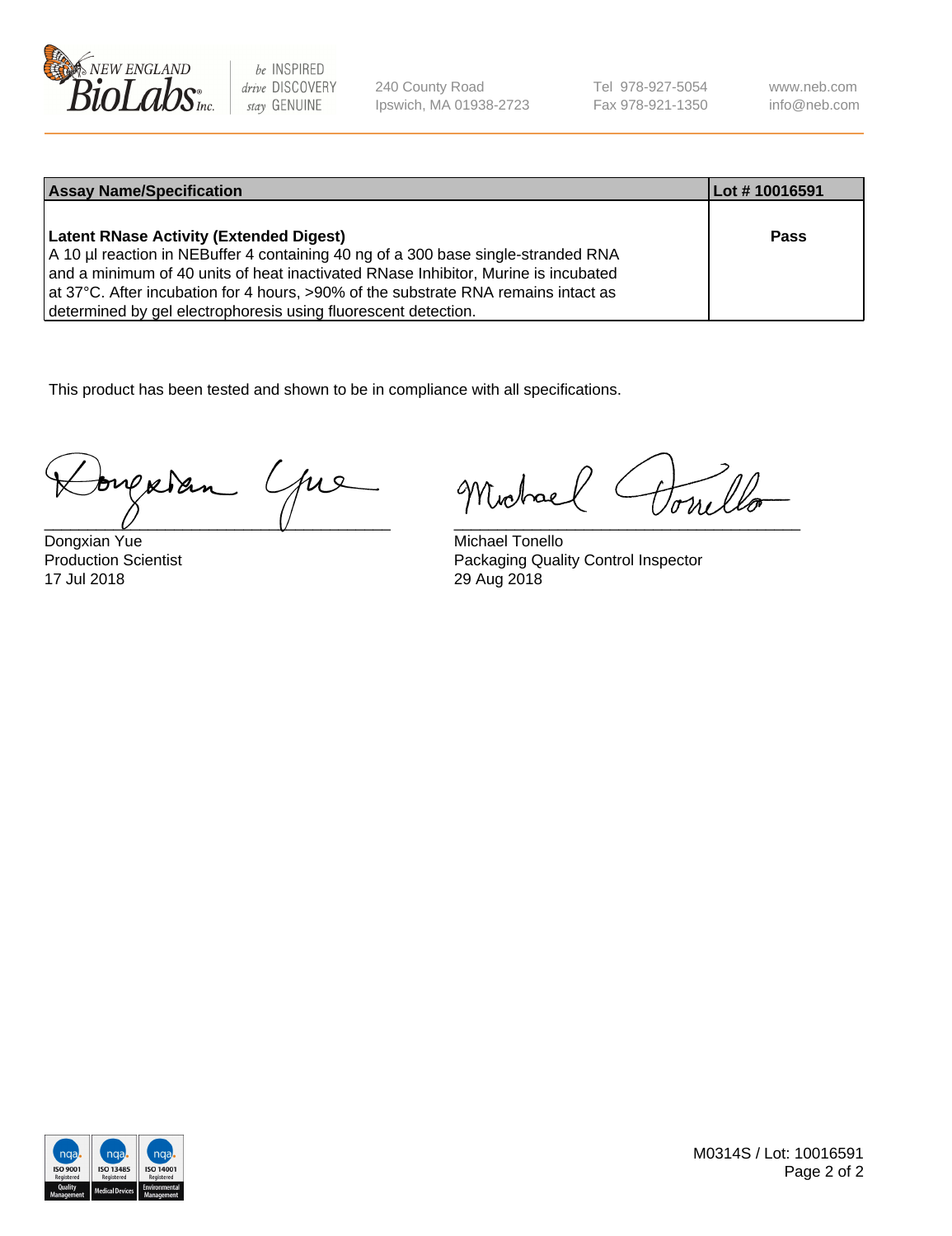| Assay Name/Specification | Lot # 10016591 |
| --- | --- |
| **Latent RNase Activity (Extended Digest)**<br>A 10 µl reaction in NEBuffer 4 containing 40 ng of a 300 base single-stranded RNA and a minimum of 40 units of heat inactivated RNase Inhibitor, Murine is incubated at 37°C. After incubation for 4 hours, >90% of the substrate RNA remains intact as determined by gel electrophoresis using fluorescent detection. | **Pass** |

This product has been tested and shown to be in compliance with all specifications.

Dongxian Yue
Production Scientist
17 Jul 2018

Michael Tonello
Packaging Quality Control Inspector
29 Aug 2018

M0314S / Lot: 10016591